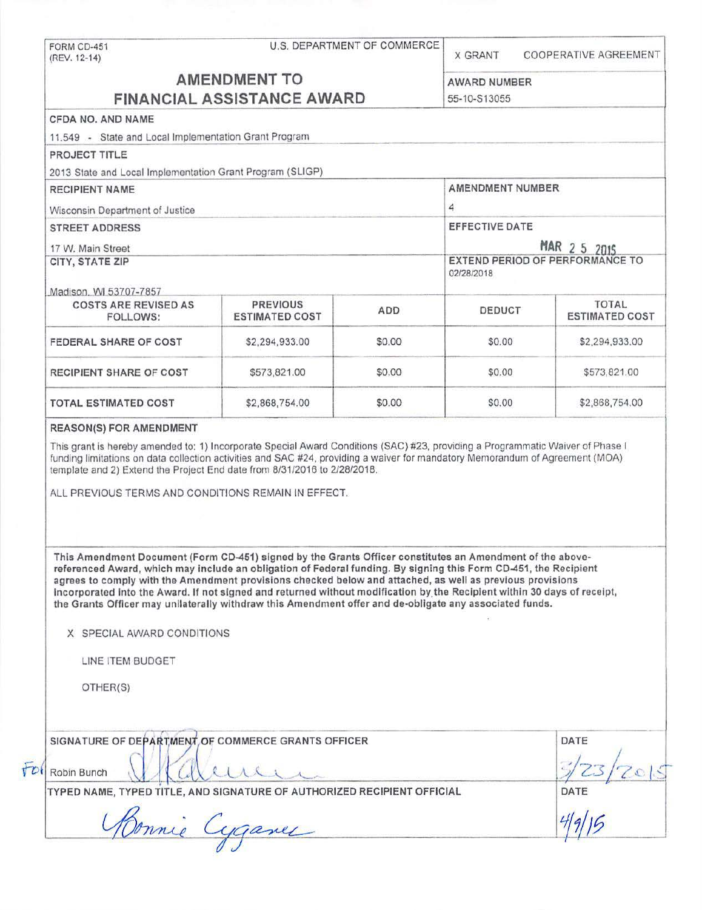FORM CD-451
(REV. 12-14)

U.S. DEPARTMENT OF COMMERCE

X GRANT    COOPERATIVE AGREEMENT

# AMENDMENT TO FINANCIAL ASSISTANCE AWARD

**AWARD NUMBER**
55-10-S13055

**CFDA NO. AND NAME**
11.549 - State and Local Implementation Grant Program

**PROJECT TITLE**
2013 State and Local Implementation Grant Program (SLIGP)

**RECIPIENT NAME**
Wisconsin Department of Justice

**AMENDMENT NUMBER**
4

**STREET ADDRESS**
17 W. Main Street

**EFFECTIVE DATE**
MAR 2 5 2015

**CITY, STATE ZIP**
Madison, WI 53707-7857

**EXTEND PERIOD OF PERFORMANCE TO**
02/28/2018

| COSTS ARE REVISED AS FOLLOWS: | PREVIOUS ESTIMATED COST | ADD | DEDUCT | TOTAL ESTIMATED COST |
|---|---|---|---|---|
| FEDERAL SHARE OF COST | $2,294,933.00 | $0.00 | $0.00 | $2,294,933.00 |
| RECIPIENT SHARE OF COST | $573,821.00 | $0.00 | $0.00 | $573,821.00 |
| TOTAL ESTIMATED COST | $2,868,754.00 | $0.00 | $0.00 | $2,868,754.00 |

**REASON(S) FOR AMENDMENT**

This grant is hereby amended to: 1) Incorporate Special Award Conditions (SAC) #23, providing a Programmatic Waiver of Phase I funding limitations on data collection activities and SAC #24, providing a waiver for mandatory Memorandum of Agreement (MOA) template and 2) Extend the Project End date from 8/31/2016 to 2/28/2018.

ALL PREVIOUS TERMS AND CONDITIONS REMAIN IN EFFECT.

**This Amendment Document (Form CD-451) signed by the Grants Officer constitutes an Amendment of the above-referenced Award, which may include an obligation of Federal funding. By signing this Form CD-451, the Recipient agrees to comply with the Amendment provisions checked below and attached, as well as previous provisions incorporated into the Award. If not signed and returned without modification by the Recipient within 30 days of receipt, the Grants Officer may unilaterally withdraw this Amendment offer and de-obligate any associated funds.**

X SPECIAL AWARD CONDITIONS

LINE ITEM BUDGET

OTHER(S)

**SIGNATURE OF DEPARTMENT OF COMMERCE GRANTS OFFICER**
For Robin Bunch [signature]

**DATE**
3/23/2015

**TYPED NAME, TYPED TITLE, AND SIGNATURE OF AUTHORIZED RECIPIENT OFFICIAL**
Bonnie Cyganek [signature]

**DATE**
4/9/15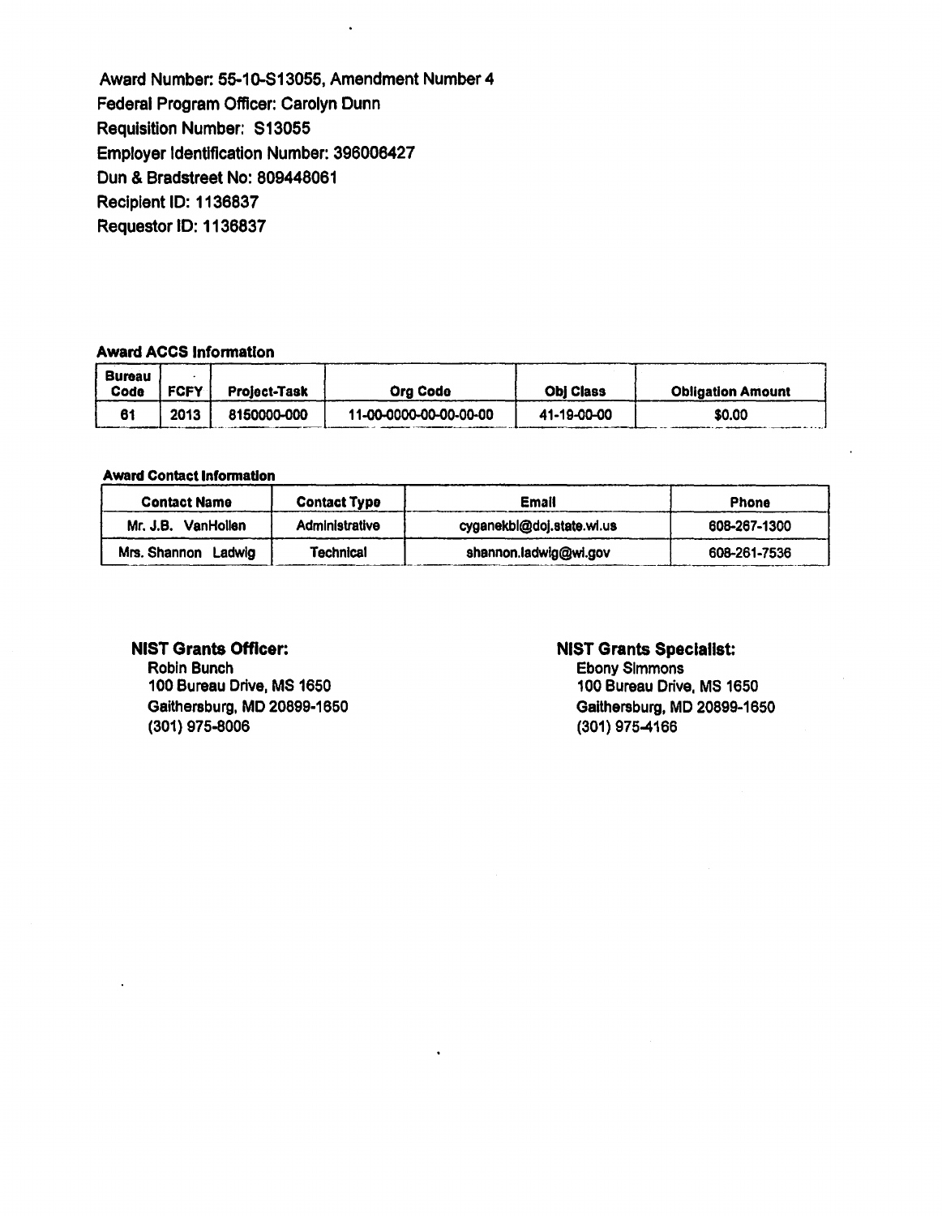Award Number: 55-10-S13055, Amendment Number 4
Federal Program Officer: Carolyn Dunn
Requisition Number: S13055
Employer Identification Number: 396006427
Dun & Bradstreet No: 809448061
Recipient ID: 1136837
Requestor ID: 1136837

**Award ACCS Information**

| Bureau Code | FCFY | Project-Task | Org Code | Obj Class | Obligation Amount |
|---|---|---|---|---|---|
| 61 | 2013 | 8150000-000 | 11-00-0000-00-00-00-00 | 41-19-00-00 | $0.00 |

**Award Contact Information**

| Contact Name | Contact Type | Email | Phone |
|---|---|---|---|
| Mr. J.B. VanHollen | Administrative | cyganekbl@doj.state.wi.us | 608-267-1300 |
| Mrs. Shannon Ladwig | Technical | shannon.ladwig@wi.gov | 608-261-7536 |

**NIST Grants Officer:**
Robin Bunch
100 Bureau Drive, MS 1650
Gaithersburg, MD 20899-1650
(301) 975-8006

**NIST Grants Specialist:**
Ebony Simmons
100 Bureau Drive, MS 1650
Gaithersburg, MD 20899-1650
(301) 975-4166